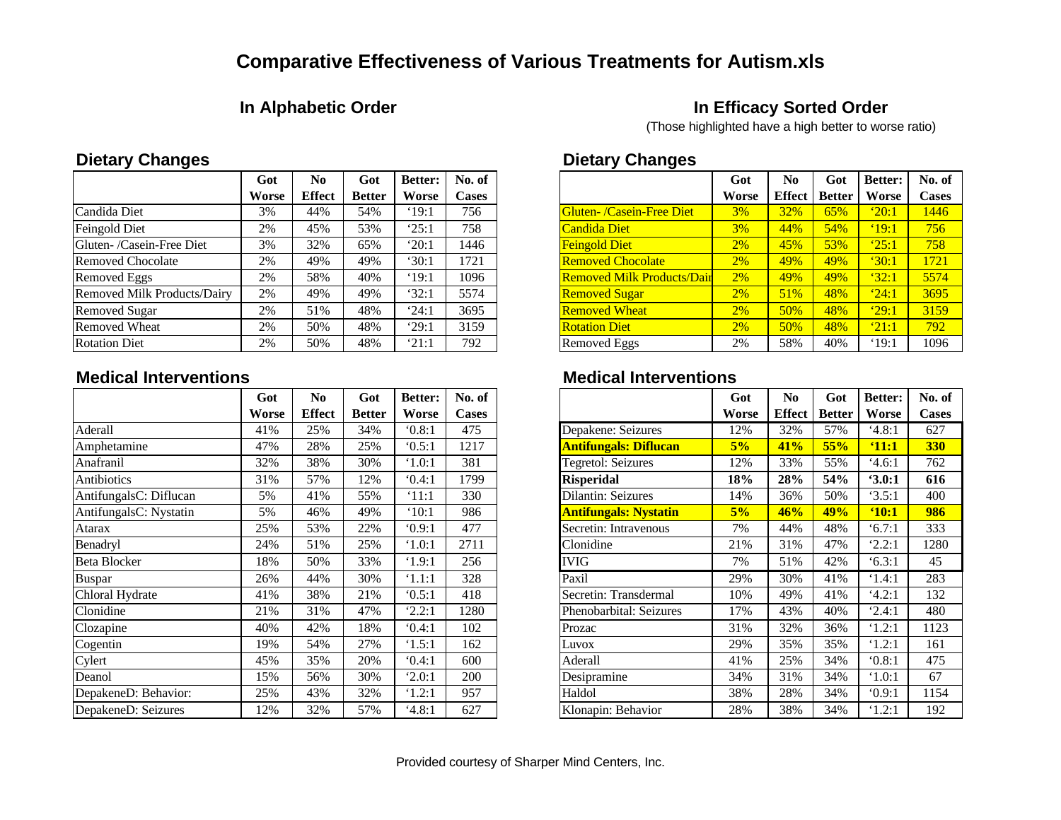# Comparative Effectiveness of Various Treatments for Autism.xls

## In Alphabetic Order

### Dietary Changes

| | Got Worse | No Effect | Got Better | Better: Worse | No. of Cases |
|---|---|---|---|---|---|
| Candida Diet | 3% | 44% | 54% | '19:1 | 756 |
| Feingold Diet | 2% | 45% | 53% | '25:1 | 758 |
| Gluten- /Casein-Free Diet | 3% | 32% | 65% | '20:1 | 1446 |
| Removed Chocolate | 2% | 49% | 49% | '30:1 | 1721 |
| Removed Eggs | 2% | 58% | 40% | '19:1 | 1096 |
| Removed Milk Products/Dairy | 2% | 49% | 49% | '32:1 | 5574 |
| Removed Sugar | 2% | 51% | 48% | '24:1 | 3695 |
| Removed Wheat | 2% | 50% | 48% | '29:1 | 3159 |
| Rotation Diet | 2% | 50% | 48% | '21:1 | 792 |

### Medical Interventions

| | Got Worse | No Effect | Got Better | Better: Worse | No. of Cases |
|---|---|---|---|---|---|
| Aderall | 41% | 25% | 34% | '0.8:1 | 475 |
| Amphetamine | 47% | 28% | 25% | '0.5:1 | 1217 |
| Anafranil | 32% | 38% | 30% | '1.0:1 | 381 |
| Antibiotics | 31% | 57% | 12% | '0.4:1 | 1799 |
| AntifungalsC: Diflucan | 5% | 41% | 55% | '11:1 | 330 |
| AntifungalsC: Nystatin | 5% | 46% | 49% | '10:1 | 986 |
| Atarax | 25% | 53% | 22% | '0.9:1 | 477 |
| Benadryl | 24% | 51% | 25% | '1.0:1 | 2711 |
| Beta Blocker | 18% | 50% | 33% | '1.9:1 | 256 |
| Buspar | 26% | 44% | 30% | '1.1:1 | 328 |
| Chloral Hydrate | 41% | 38% | 21% | '0.5:1 | 418 |
| Clonidine | 21% | 31% | 47% | '2.2:1 | 1280 |
| Clozapine | 40% | 42% | 18% | '0.4:1 | 102 |
| Cogentin | 19% | 54% | 27% | '1.5:1 | 162 |
| Cylert | 45% | 35% | 20% | '0.4:1 | 600 |
| Deanol | 15% | 56% | 30% | '2.0:1 | 200 |
| DepakeneD: Behavior: | 25% | 43% | 32% | '1.2:1 | 957 |
| DepakeneD: Seizures | 12% | 32% | 57% | '4.8:1 | 627 |

## In Efficacy Sorted Order

(Those highlighted have a high better to worse ratio)

### Dietary Changes

| | Got Worse | No Effect | Got Better | Better: Worse | No. of Cases |
|---|---|---|---|---|---|
| Gluten- /Casein-Free Diet | 3% | 32% | 65% | '20:1 | 1446 |
| Candida Diet | 3% | 44% | 54% | '19:1 | 756 |
| Feingold Diet | 2% | 45% | 53% | '25:1 | 758 |
| Removed Chocolate | 2% | 49% | 49% | '30:1 | 1721 |
| Removed Milk Products/Dair | 2% | 49% | 49% | '32:1 | 5574 |
| Removed Sugar | 2% | 51% | 48% | '24:1 | 3695 |
| Removed Wheat | 2% | 50% | 48% | '29:1 | 3159 |
| Rotation Diet | 2% | 50% | 48% | '21:1 | 792 |
| Removed Eggs | 2% | 58% | 40% | '19:1 | 1096 |

### Medical Interventions

| | Got Worse | No Effect | Got Better | Better: Worse | No. of Cases |
|---|---|---|---|---|---|
| Depakene: Seizures | 12% | 32% | 57% | '4.8:1 | 627 |
| **Antifungals: Diflucan** | **5%** | **41%** | **55%** | **'11:1** | **330** |
| Tegretol: Seizures | 12% | 33% | 55% | '4.6:1 | 762 |
| **Risperidal** | **18%** | **28%** | **54%** | **'3.0:1** | **616** |
| Dilantin: Seizures | 14% | 36% | 50% | '3.5:1 | 400 |
| **Antifungals: Nystatin** | **5%** | **46%** | **49%** | **'10:1** | **986** |
| Secretin: Intravenous | 7% | 44% | 48% | '6.7:1 | 333 |
| Clonidine | 21% | 31% | 47% | '2.2:1 | 1280 |
| IVIG | 7% | 51% | 42% | '6.3:1 | 45 |
| Paxil | 29% | 30% | 41% | '1.4:1 | 283 |
| Secretin: Transdermal | 10% | 49% | 41% | '4.2:1 | 132 |
| Phenobarbital: Seizures | 17% | 43% | 40% | '2.4:1 | 480 |
| Prozac | 31% | 32% | 36% | '1.2:1 | 1123 |
| Luvox | 29% | 35% | 35% | '1.2:1 | 161 |
| Aderall | 41% | 25% | 34% | '0.8:1 | 475 |
| Desipramine | 34% | 31% | 34% | '1.0:1 | 67 |
| Haldol | 38% | 28% | 34% | '0.9:1 | 1154 |
| Klonapin: Behavior | 28% | 38% | 34% | '1.2:1 | 192 |

Provided courtesy of Sharper Mind Centers, Inc.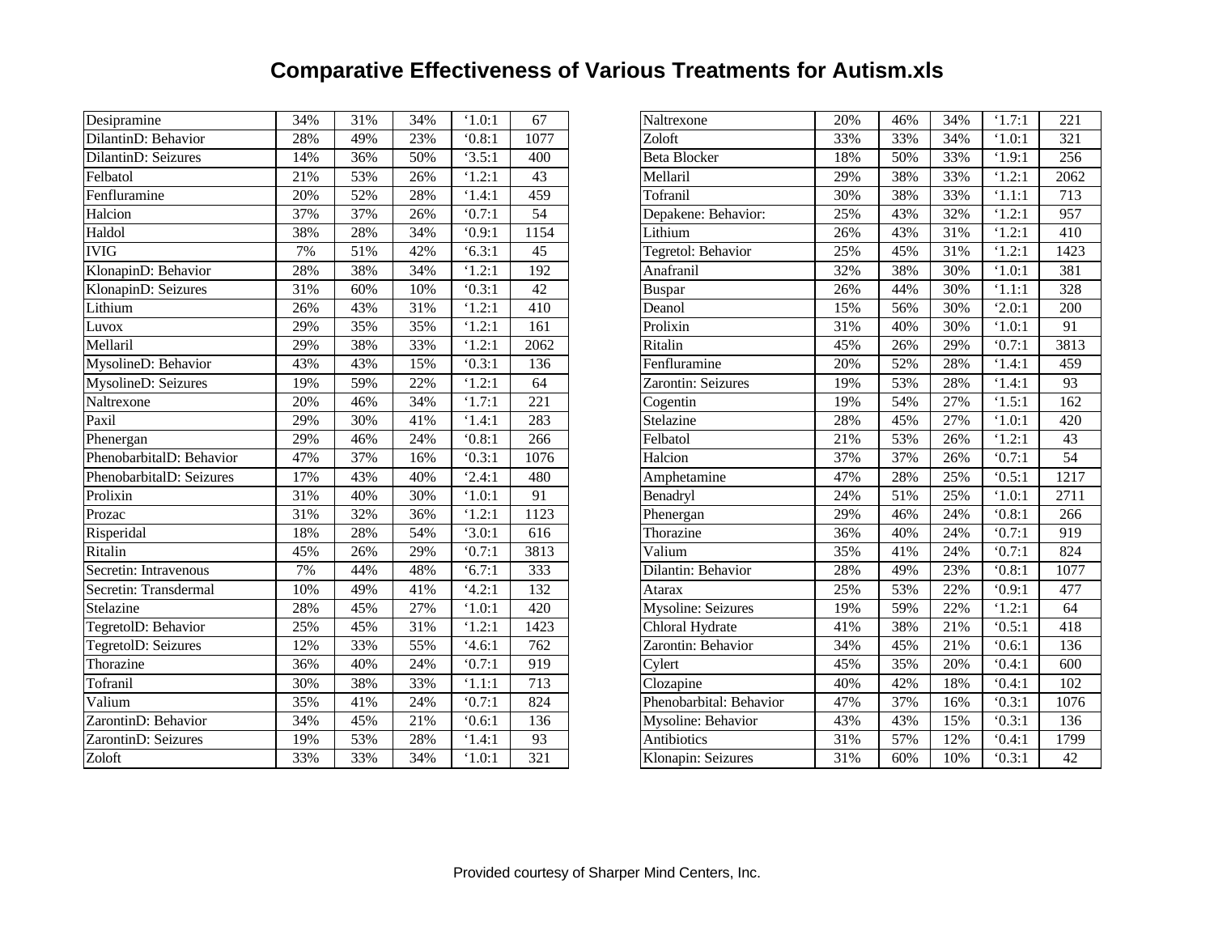# Comparative Effectiveness of Various Treatments for Autism.xls

| | | | | | |
|---|---|---|---|---|---|
| Desipramine | 34% | 31% | 34% | ‘1.0:1 | 67 |
| DilantinD: Behavior | 28% | 49% | 23% | ‘0.8:1 | 1077 |
| DilantinD: Seizures | 14% | 36% | 50% | ‘3.5:1 | 400 |
| Felbatol | 21% | 53% | 26% | ‘1.2:1 | 43 |
| Fenfluramine | 20% | 52% | 28% | ‘1.4:1 | 459 |
| Halcion | 37% | 37% | 26% | ‘0.7:1 | 54 |
| Haldol | 38% | 28% | 34% | ‘0.9:1 | 1154 |
| IVIG | 7% | 51% | 42% | ‘6.3:1 | 45 |
| KlonapinD: Behavior | 28% | 38% | 34% | ‘1.2:1 | 192 |
| KlonapinD: Seizures | 31% | 60% | 10% | ‘0.3:1 | 42 |
| Lithium | 26% | 43% | 31% | ‘1.2:1 | 410 |
| Luvox | 29% | 35% | 35% | ‘1.2:1 | 161 |
| Mellaril | 29% | 38% | 33% | ‘1.2:1 | 2062 |
| MysolineD: Behavior | 43% | 43% | 15% | ‘0.3:1 | 136 |
| MysolineD: Seizures | 19% | 59% | 22% | ‘1.2:1 | 64 |
| Naltrexone | 20% | 46% | 34% | ‘1.7:1 | 221 |
| Paxil | 29% | 30% | 41% | ‘1.4:1 | 283 |
| Phenergan | 29% | 46% | 24% | ‘0.8:1 | 266 |
| PhenobarbitalD: Behavior | 47% | 37% | 16% | ‘0.3:1 | 1076 |
| PhenobarbitalD: Seizures | 17% | 43% | 40% | ‘2.4:1 | 480 |
| Prolixin | 31% | 40% | 30% | ‘1.0:1 | 91 |
| Prozac | 31% | 32% | 36% | ‘1.2:1 | 1123 |
| Risperidal | 18% | 28% | 54% | ‘3.0:1 | 616 |
| Ritalin | 45% | 26% | 29% | ‘0.7:1 | 3813 |
| Secretin: Intravenous | 7% | 44% | 48% | ‘6.7:1 | 333 |
| Secretin: Transdermal | 10% | 49% | 41% | ‘4.2:1 | 132 |
| Stelazine | 28% | 45% | 27% | ‘1.0:1 | 420 |
| TegretolD: Behavior | 25% | 45% | 31% | ‘1.2:1 | 1423 |
| TegretolD: Seizures | 12% | 33% | 55% | ‘4.6:1 | 762 |
| Thorazine | 36% | 40% | 24% | ‘0.7:1 | 919 |
| Tofranil | 30% | 38% | 33% | ‘1.1:1 | 713 |
| Valium | 35% | 41% | 24% | ‘0.7:1 | 824 |
| ZarontinD: Behavior | 34% | 45% | 21% | ‘0.6:1 | 136 |
| ZarontinD: Seizures | 19% | 53% | 28% | ‘1.4:1 | 93 |
| Zoloft | 33% | 33% | 34% | ‘1.0:1 | 321 |

| | | | | | |
|---|---|---|---|---|---|
| Naltrexone | 20% | 46% | 34% | ‘1.7:1 | 221 |
| Zoloft | 33% | 33% | 34% | ‘1.0:1 | 321 |
| Beta Blocker | 18% | 50% | 33% | ‘1.9:1 | 256 |
| Mellaril | 29% | 38% | 33% | ‘1.2:1 | 2062 |
| Tofranil | 30% | 38% | 33% | ‘1.1:1 | 713 |
| Depakene: Behavior: | 25% | 43% | 32% | ‘1.2:1 | 957 |
| Lithium | 26% | 43% | 31% | ‘1.2:1 | 410 |
| Tegretol: Behavior | 25% | 45% | 31% | ‘1.2:1 | 1423 |
| Anafranil | 32% | 38% | 30% | ‘1.0:1 | 381 |
| Buspar | 26% | 44% | 30% | ‘1.1:1 | 328 |
| Deanol | 15% | 56% | 30% | ‘2.0:1 | 200 |
| Prolixin | 31% | 40% | 30% | ‘1.0:1 | 91 |
| Ritalin | 45% | 26% | 29% | ‘0.7:1 | 3813 |
| Fenfluramine | 20% | 52% | 28% | ‘1.4:1 | 459 |
| Zarontin: Seizures | 19% | 53% | 28% | ‘1.4:1 | 93 |
| Cogentin | 19% | 54% | 27% | ‘1.5:1 | 162 |
| Stelazine | 28% | 45% | 27% | ‘1.0:1 | 420 |
| Felbatol | 21% | 53% | 26% | ‘1.2:1 | 43 |
| Halcion | 37% | 37% | 26% | ‘0.7:1 | 54 |
| Amphetamine | 47% | 28% | 25% | ‘0.5:1 | 1217 |
| Benadryl | 24% | 51% | 25% | ‘1.0:1 | 2711 |
| Phenergan | 29% | 46% | 24% | ‘0.8:1 | 266 |
| Thorazine | 36% | 40% | 24% | ‘0.7:1 | 919 |
| Valium | 35% | 41% | 24% | ‘0.7:1 | 824 |
| Dilantin: Behavior | 28% | 49% | 23% | ‘0.8:1 | 1077 |
| Atarax | 25% | 53% | 22% | ‘0.9:1 | 477 |
| Mysoline: Seizures | 19% | 59% | 22% | ‘1.2:1 | 64 |
| Chloral Hydrate | 41% | 38% | 21% | ‘0.5:1 | 418 |
| Zarontin: Behavior | 34% | 45% | 21% | ‘0.6:1 | 136 |
| Cylert | 45% | 35% | 20% | ‘0.4:1 | 600 |
| Clozapine | 40% | 42% | 18% | ‘0.4:1 | 102 |
| Phenobarbital: Behavior | 47% | 37% | 16% | ‘0.3:1 | 1076 |
| Mysoline: Behavior | 43% | 43% | 15% | ‘0.3:1 | 136 |
| Antibiotics | 31% | 57% | 12% | ‘0.4:1 | 1799 |
| Klonapin: Seizures | 31% | 60% | 10% | ‘0.3:1 | 42 |

Provided courtesy of Sharper Mind Centers, Inc.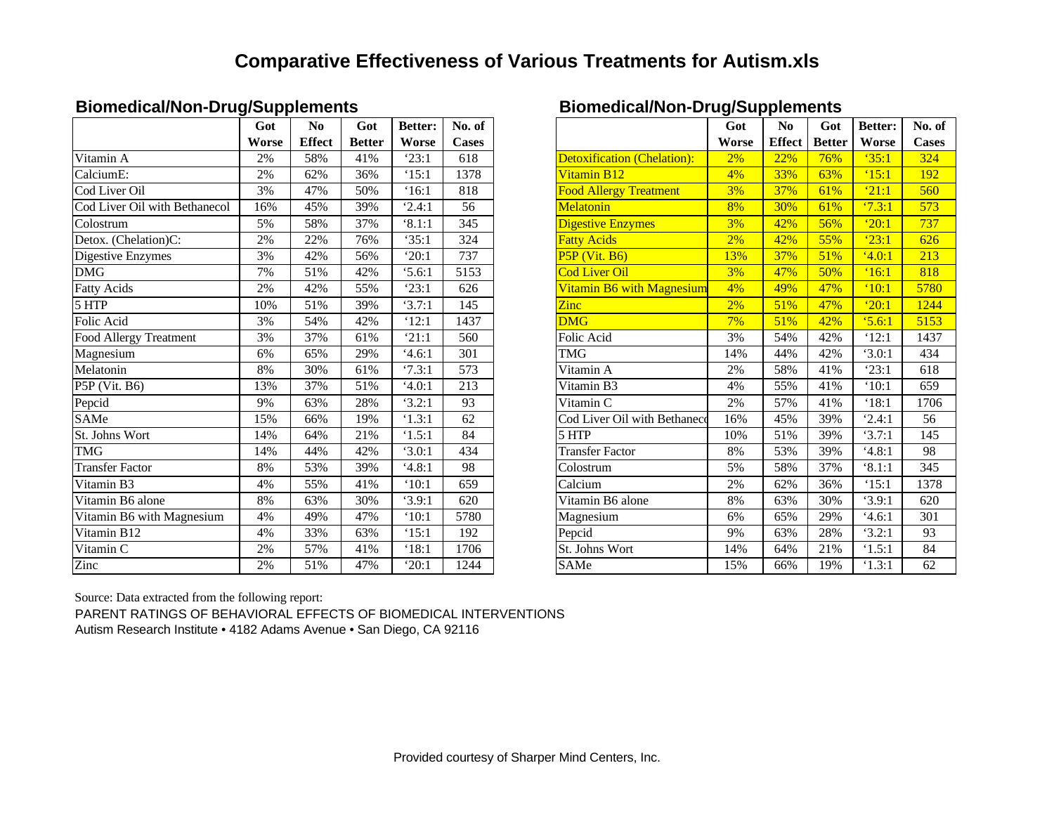# Comparative Effectiveness of Various Treatments for Autism.xls

## Biomedical/Non-Drug/Supplements

| | Got Worse | No Effect | Got Better | Better: Worse | No. of Cases |
|---|---|---|---|---|---|
| Vitamin A | 2% | 58% | 41% | '23:1 | 618 |
| CalciumE: | 2% | 62% | 36% | '15:1 | 1378 |
| Cod Liver Oil | 3% | 47% | 50% | '16:1 | 818 |
| Cod Liver Oil with Bethanecol | 16% | 45% | 39% | '2.4:1 | 56 |
| Colostrum | 5% | 58% | 37% | '8.1:1 | 345 |
| Detox. (Chelation)C: | 2% | 22% | 76% | '35:1 | 324 |
| Digestive Enzymes | 3% | 42% | 56% | '20:1 | 737 |
| DMG | 7% | 51% | 42% | '5.6:1 | 5153 |
| Fatty Acids | 2% | 42% | 55% | '23:1 | 626 |
| 5 HTP | 10% | 51% | 39% | '3.7:1 | 145 |
| Folic Acid | 3% | 54% | 42% | '12:1 | 1437 |
| Food Allergy Treatment | 3% | 37% | 61% | '21:1 | 560 |
| Magnesium | 6% | 65% | 29% | '4.6:1 | 301 |
| Melatonin | 8% | 30% | 61% | '7.3:1 | 573 |
| P5P (Vit. B6) | 13% | 37% | 51% | '4.0:1 | 213 |
| Pepcid | 9% | 63% | 28% | '3.2:1 | 93 |
| SAMe | 15% | 66% | 19% | '1.3:1 | 62 |
| St. Johns Wort | 14% | 64% | 21% | '1.5:1 | 84 |
| TMG | 14% | 44% | 42% | '3.0:1 | 434 |
| Transfer Factor | 8% | 53% | 39% | '4.8:1 | 98 |
| Vitamin B3 | 4% | 55% | 41% | '10:1 | 659 |
| Vitamin B6 alone | 8% | 63% | 30% | '3.9:1 | 620 |
| Vitamin B6 with Magnesium | 4% | 49% | 47% | '10:1 | 5780 |
| Vitamin B12 | 4% | 33% | 63% | '15:1 | 192 |
| Vitamin C | 2% | 57% | 41% | '18:1 | 1706 |
| Zinc | 2% | 51% | 47% | '20:1 | 1244 |

## Biomedical/Non-Drug/Supplements

| | Got Worse | No Effect | Got Better | Better: Worse | No. of Cases |
|---|---|---|---|---|---|
| Detoxification (Chelation): | 2% | 22% | 76% | '35:1 | 324 |
| Vitamin B12 | 4% | 33% | 63% | '15:1 | 192 |
| Food Allergy Treatment | 3% | 37% | 61% | '21:1 | 560 |
| Melatonin | 8% | 30% | 61% | '7.3:1 | 573 |
| Digestive Enzymes | 3% | 42% | 56% | '20:1 | 737 |
| Fatty Acids | 2% | 42% | 55% | '23:1 | 626 |
| P5P (Vit. B6) | 13% | 37% | 51% | '4.0:1 | 213 |
| Cod Liver Oil | 3% | 47% | 50% | '16:1 | 818 |
| Vitamin B6 with Magnesium | 4% | 49% | 47% | '10:1 | 5780 |
| Zinc | 2% | 51% | 47% | '20:1 | 1244 |
| DMG | 7% | 51% | 42% | '5.6:1 | 5153 |
| Folic Acid | 3% | 54% | 42% | '12:1 | 1437 |
| TMG | 14% | 44% | 42% | '3.0:1 | 434 |
| Vitamin A | 2% | 58% | 41% | '23:1 | 618 |
| Vitamin B3 | 4% | 55% | 41% | '10:1 | 659 |
| Vitamin C | 2% | 57% | 41% | '18:1 | 1706 |
| Cod Liver Oil with Bethaneco | 16% | 45% | 39% | '2.4:1 | 56 |
| 5 HTP | 10% | 51% | 39% | '3.7:1 | 145 |
| Transfer Factor | 8% | 53% | 39% | '4.8:1 | 98 |
| Colostrum | 5% | 58% | 37% | '8.1:1 | 345 |
| Calcium | 2% | 62% | 36% | '15:1 | 1378 |
| Vitamin B6 alone | 8% | 63% | 30% | '3.9:1 | 620 |
| Magnesium | 6% | 65% | 29% | '4.6:1 | 301 |
| Pepcid | 9% | 63% | 28% | '3.2:1 | 93 |
| St. Johns Wort | 14% | 64% | 21% | '1.5:1 | 84 |
| SAMe | 15% | 66% | 19% | '1.3:1 | 62 |

Source: Data extracted from the following report:
PARENT RATINGS OF BEHAVIORAL EFFECTS OF BIOMEDICAL INTERVENTIONS
Autism Research Institute • 4182 Adams Avenue • San Diego, CA 92116

Provided courtesy of Sharper Mind Centers, Inc.